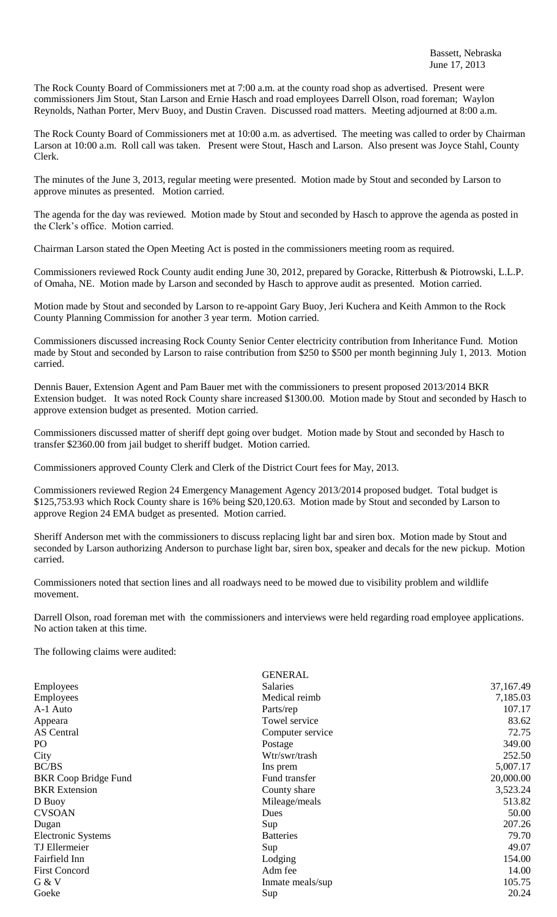Bassett, Nebraska
June 17, 2013

The Rock County Board of Commissioners met at 7:00 a.m. at the county road shop as advertised. Present were commissioners Jim Stout, Stan Larson and Ernie Hasch and road employees Darrell Olson, road foreman; Waylon Reynolds, Nathan Porter, Merv Buoy, and Dustin Craven. Discussed road matters. Meeting adjourned at 8:00 a.m.

The Rock County Board of Commissioners met at 10:00 a.m. as advertised. The meeting was called to order by Chairman Larson at 10:00 a.m. Roll call was taken. Present were Stout, Hasch and Larson. Also present was Joyce Stahl, County Clerk.

The minutes of the June 3, 2013, regular meeting were presented. Motion made by Stout and seconded by Larson to approve minutes as presented. Motion carried.

The agenda for the day was reviewed. Motion made by Stout and seconded by Hasch to approve the agenda as posted in the Clerk's office. Motion carried.

Chairman Larson stated the Open Meeting Act is posted in the commissioners meeting room as required.

Commissioners reviewed Rock County audit ending June 30, 2012, prepared by Goracke, Ritterbush & Piotrowski, L.L.P. of Omaha, NE. Motion made by Larson and seconded by Hasch to approve audit as presented. Motion carried.

Motion made by Stout and seconded by Larson to re-appoint Gary Buoy, Jeri Kuchera and Keith Ammon to the Rock County Planning Commission for another 3 year term. Motion carried.

Commissioners discussed increasing Rock County Senior Center electricity contribution from Inheritance Fund. Motion made by Stout and seconded by Larson to raise contribution from $250 to $500 per month beginning July 1, 2013. Motion carried.

Dennis Bauer, Extension Agent and Pam Bauer met with the commissioners to present proposed 2013/2014 BKR Extension budget. It was noted Rock County share increased $1300.00. Motion made by Stout and seconded by Hasch to approve extension budget as presented. Motion carried.

Commissioners discussed matter of sheriff dept going over budget. Motion made by Stout and seconded by Hasch to transfer $2360.00 from jail budget to sheriff budget. Motion carried.

Commissioners approved County Clerk and Clerk of the District Court fees for May, 2013.

Commissioners reviewed Region 24 Emergency Management Agency 2013/2014 proposed budget. Total budget is $125,753.93 which Rock County share is 16% being $20,120.63. Motion made by Stout and seconded by Larson to approve Region 24 EMA budget as presented. Motion carried.

Sheriff Anderson met with the commissioners to discuss replacing light bar and siren box. Motion made by Stout and seconded by Larson authorizing Anderson to purchase light bar, siren box, speaker and decals for the new pickup. Motion carried.

Commissioners noted that section lines and all roadways need to be mowed due to visibility problem and wildlife movement.

Darrell Olson, road foreman met with the commissioners and interviews were held regarding road employee applications. No action taken at this time.

The following claims were audited:

| | GENERAL | |
|---|---|---|
| Employees | Salaries | 37,167.49 |
| Employees | Medical reimb | 7,185.03 |
| A-1 Auto | Parts/rep | 107.17 |
| Appeara | Towel service | 83.62 |
| AS Central | Computer service | 72.75 |
| PO | Postage | 349.00 |
| City | Wtr/swr/trash | 252.50 |
| BC/BS | Ins prem | 5,007.17 |
| BKR Coop Bridge Fund | Fund transfer | 20,000.00 |
| BKR Extension | County share | 3,523.24 |
| D Buoy | Mileage/meals | 513.82 |
| CVSOAN | Dues | 50.00 |
| Dugan | Sup | 207.26 |
| Electronic Systems | Batteries | 79.70 |
| TJ Ellermeier | Sup | 49.07 |
| Fairfield Inn | Lodging | 154.00 |
| First Concord | Adm fee | 14.00 |
| G & V | Inmate meals/sup | 105.75 |
| Goeke | Sup | 20.24 |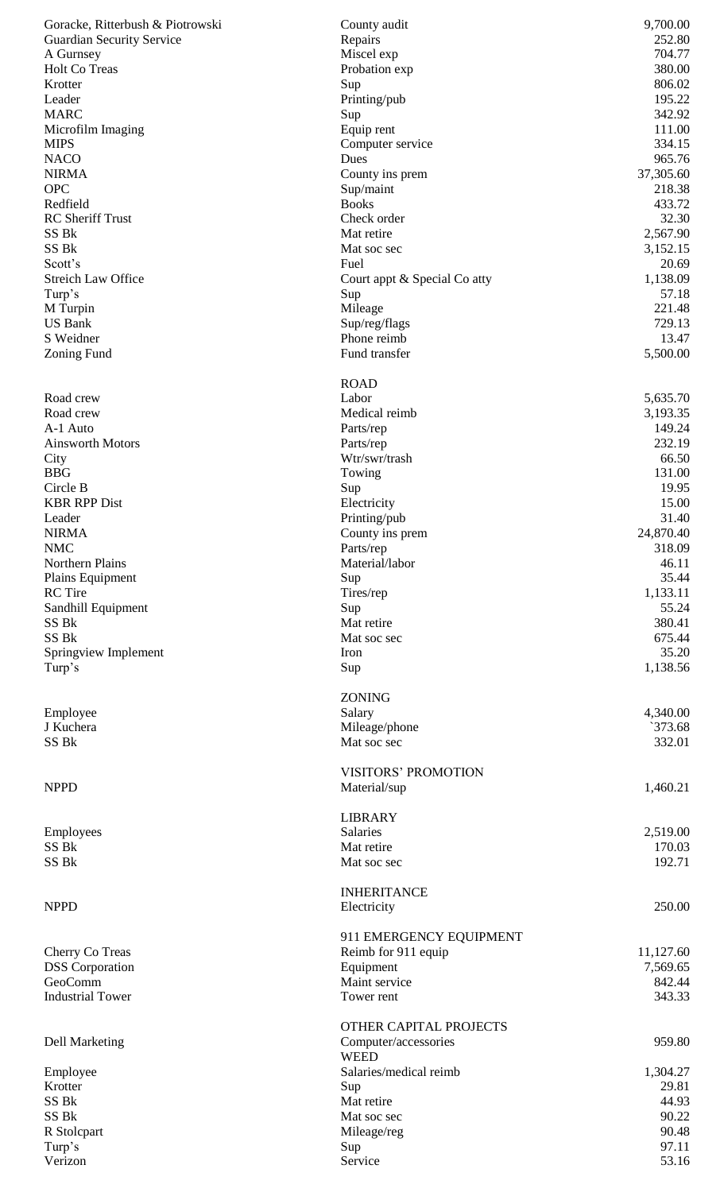| | | |
|---|---|---|
| Goracke, Ritterbush & Piotrowski | County audit | 9,700.00 |
| Guardian Security Service | Repairs | 252.80 |
| A Gurnsey | Miscel exp | 704.77 |
| Holt Co Treas | Probation exp | 380.00 |
| Krotter | Sup | 806.02 |
| Leader | Printing/pub | 195.22 |
| MARC | Sup | 342.92 |
| Microfilm Imaging | Equip rent | 111.00 |
| MIPS | Computer service | 334.15 |
| NACO | Dues | 965.76 |
| NIRMA | County ins prem | 37,305.60 |
| OPC | Sup/maint | 218.38 |
| Redfield | Books | 433.72 |
| RC Sheriff Trust | Check order | 32.30 |
| SS Bk | Mat retire | 2,567.90 |
| SS Bk | Mat soc sec | 3,152.15 |
| Scott's | Fuel | 20.69 |
| Streich Law Office | Court appt & Special Co atty | 1,138.09 |
| Turp's | Sup | 57.18 |
| M Turpin | Mileage | 221.48 |
| US Bank | Sup/reg/flags | 729.13 |
| S Weidner | Phone reimb | 13.47 |
| Zoning Fund | Fund transfer | 5,500.00 |
| | **ROAD** | |
| Road crew | Labor | 5,635.70 |
| Road crew | Medical reimb | 3,193.35 |
| A-1 Auto | Parts/rep | 149.24 |
| Ainsworth Motors | Parts/rep | 232.19 |
| City | Wtr/swr/trash | 66.50 |
| BBG | Towing | 131.00 |
| Circle B | Sup | 19.95 |
| KBR RPP Dist | Electricity | 15.00 |
| Leader | Printing/pub | 31.40 |
| NIRMA | County ins prem | 24,870.40 |
| NMC | Parts/rep | 318.09 |
| Northern Plains | Material/labor | 46.11 |
| Plains Equipment | Sup | 35.44 |
| RC Tire | Tires/rep | 1,133.11 |
| Sandhill Equipment | Sup | 55.24 |
| SS Bk | Mat retire | 380.41 |
| SS Bk | Mat soc sec | 675.44 |
| Springview Implement | Iron | 35.20 |
| Turp's | Sup | 1,138.56 |
| | **ZONING** | |
| Employee | Salary | 4,340.00 |
| J Kuchera | Mileage/phone | `373.68 |
| SS Bk | Mat soc sec | 332.01 |
| | **VISITORS' PROMOTION** | |
| NPPD | Material/sup | 1,460.21 |
| | **LIBRARY** | |
| Employees | Salaries | 2,519.00 |
| SS Bk | Mat retire | 170.03 |
| SS Bk | Mat soc sec | 192.71 |
| | **INHERITANCE** | |
| NPPD | Electricity | 250.00 |
| | **911 EMERGENCY EQUIPMENT** | |
| Cherry Co Treas | Reimb for 911 equip | 11,127.60 |
| DSS Corporation | Equipment | 7,569.65 |
| GeoComm | Maint service | 842.44 |
| Industrial Tower | Tower rent | 343.33 |
| | **OTHER CAPITAL PROJECTS** | |
| Dell Marketing | Computer/accessories | 959.80 |
| | **WEED** | |
| Employee | Salaries/medical reimb | 1,304.27 |
| Krotter | Sup | 29.81 |
| SS Bk | Mat retire | 44.93 |
| SS Bk | Mat soc sec | 90.22 |
| R Stolcpart | Mileage/reg | 90.48 |
| Turp's | Sup | 97.11 |
| Verizon | Service | 53.16 |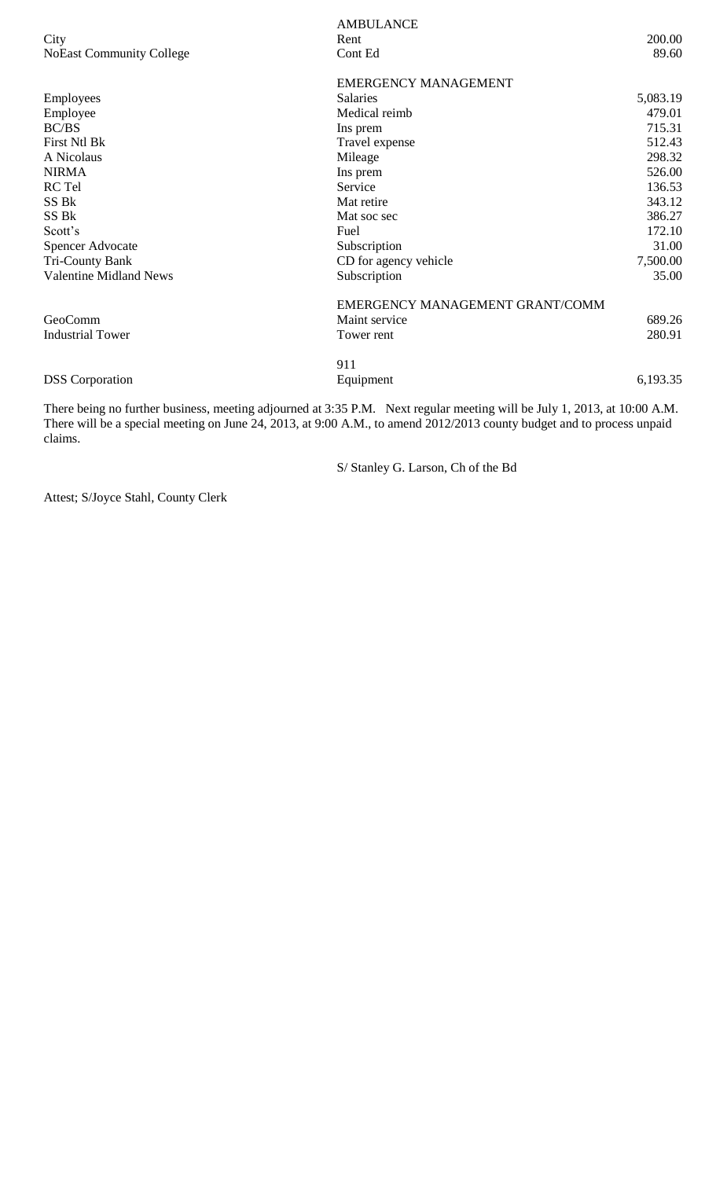| | | |
|---|---|---|
| | AMBULANCE | |
| City | Rent | 200.00 |
| NoEast Community College | Cont Ed | 89.60 |
| | EMERGENCY MANAGEMENT | |
| Employees | Salaries | 5,083.19 |
| Employee | Medical reimb | 479.01 |
| BC/BS | Ins prem | 715.31 |
| First Ntl Bk | Travel expense | 512.43 |
| A Nicolaus | Mileage | 298.32 |
| NIRMA | Ins prem | 526.00 |
| RC Tel | Service | 136.53 |
| SS Bk | Mat retire | 343.12 |
| SS Bk | Mat soc sec | 386.27 |
| Scott's | Fuel | 172.10 |
| Spencer Advocate | Subscription | 31.00 |
| Tri-County Bank | CD for agency vehicle | 7,500.00 |
| Valentine Midland News | Subscription | 35.00 |
| | EMERGENCY MANAGEMENT GRANT/COMM | |
| GeoComm | Maint service | 689.26 |
| Industrial Tower | Tower rent | 280.91 |
| | 911 | |
| DSS Corporation | Equipment | 6,193.35 |

There being no further business, meeting adjourned at 3:35 P.M. Next regular meeting will be July 1, 2013, at 10:00 A.M. There will be a special meeting on June 24, 2013, at 9:00 A.M., to amend 2012/2013 county budget and to process unpaid claims.

S/ Stanley G. Larson, Ch of the Bd

Attest; S/Joyce Stahl, County Clerk